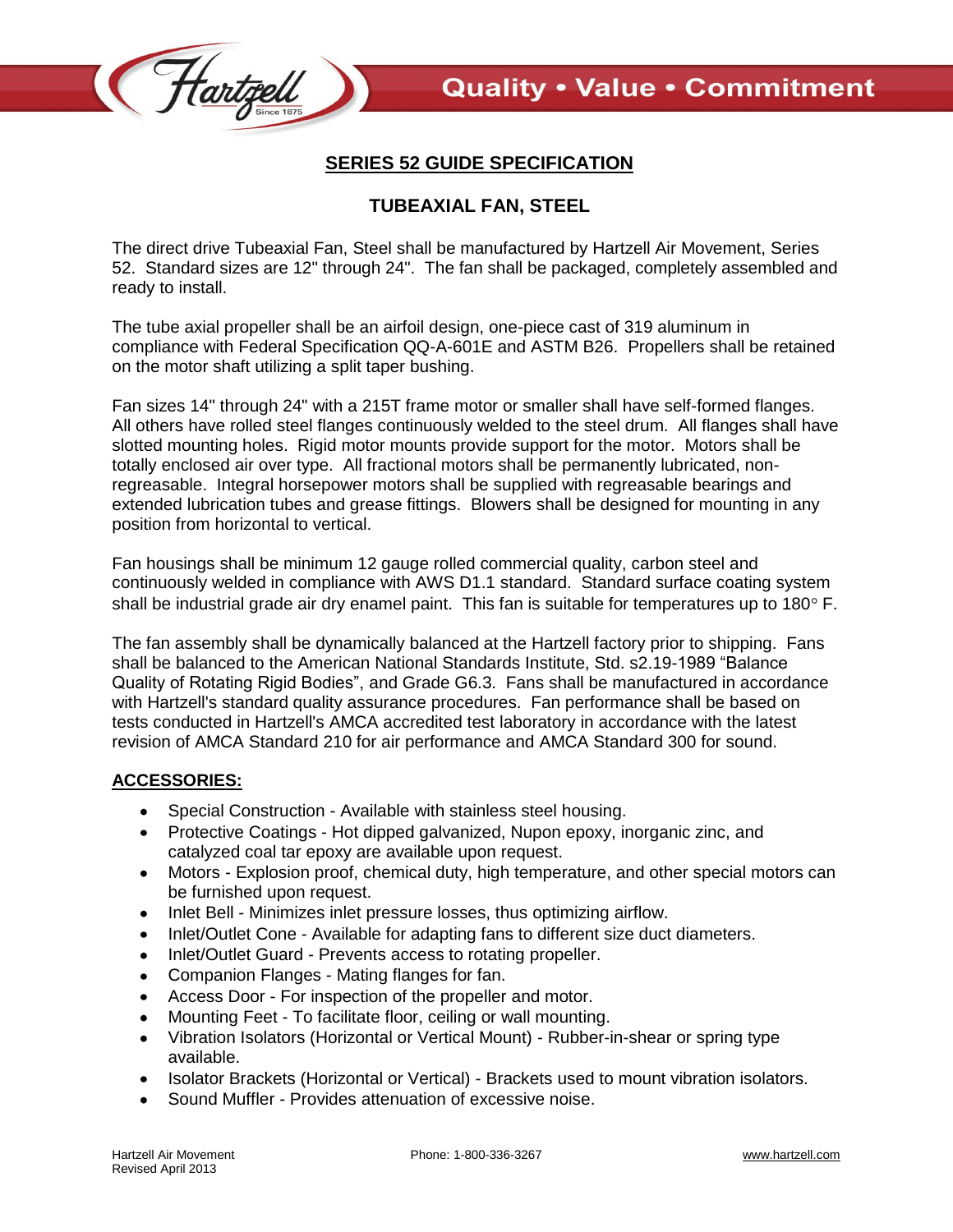# SERIES 52 GUIDE SPECIFICATION

## TUBEAXIAL FAN, STEEL

The direct drive Tubeaxial Fan, Steel shall be manufactured by Hartzell Air Movement, Series 52. Standard sizes are 12" through 24". The fan shall be packaged, completely assembled and ready to install.

The tube axial propeller shall be an airfoil design, one-piece cast of 319 aluminum in compliance with Federal Specification QQ-A-601E and ASTM B26. Propellers shall be retained on the motor shaft utilizing a split taper bushing.

Fan sizes 14" through 24" with a 215T frame motor or smaller shall have self-formed flanges. All others have rolled steel flanges continuously welded to the steel drum. All flanges shall have slotted mounting holes. Rigid motor mounts provide support for the motor. Motors shall be totally enclosed air over type. All fractional motors shall be permanently lubricated, non-regreasable. Integral horsepower motors shall be supplied with regreasable bearings and extended lubrication tubes and grease fittings. Blowers shall be designed for mounting in any position from horizontal to vertical.

Fan housings shall be minimum 12 gauge rolled commercial quality, carbon steel and continuously welded in compliance with AWS D1.1 standard. Standard surface coating system shall be industrial grade air dry enamel paint. This fan is suitable for temperatures up to 180° F.

The fan assembly shall be dynamically balanced at the Hartzell factory prior to shipping. Fans shall be balanced to the American National Standards Institute, Std. s2.19-1989 "Balance Quality of Rotating Rigid Bodies", and Grade G6.3. Fans shall be manufactured in accordance with Hartzell's standard quality assurance procedures. Fan performance shall be based on tests conducted in Hartzell's AMCA accredited test laboratory in accordance with the latest revision of AMCA Standard 210 for air performance and AMCA Standard 300 for sound.

### ACCESSORIES:

- Special Construction - Available with stainless steel housing.
- Protective Coatings - Hot dipped galvanized, Nupon epoxy, inorganic zinc, and catalyzed coal tar epoxy are available upon request.
- Motors - Explosion proof, chemical duty, high temperature, and other special motors can be furnished upon request.
- Inlet Bell - Minimizes inlet pressure losses, thus optimizing airflow.
- Inlet/Outlet Cone - Available for adapting fans to different size duct diameters.
- Inlet/Outlet Guard - Prevents access to rotating propeller.
- Companion Flanges - Mating flanges for fan.
- Access Door - For inspection of the propeller and motor.
- Mounting Feet - To facilitate floor, ceiling or wall mounting.
- Vibration Isolators (Horizontal or Vertical Mount) - Rubber-in-shear or spring type available.
- Isolator Brackets (Horizontal or Vertical) - Brackets used to mount vibration isolators.
- Sound Muffler - Provides attenuation of excessive noise.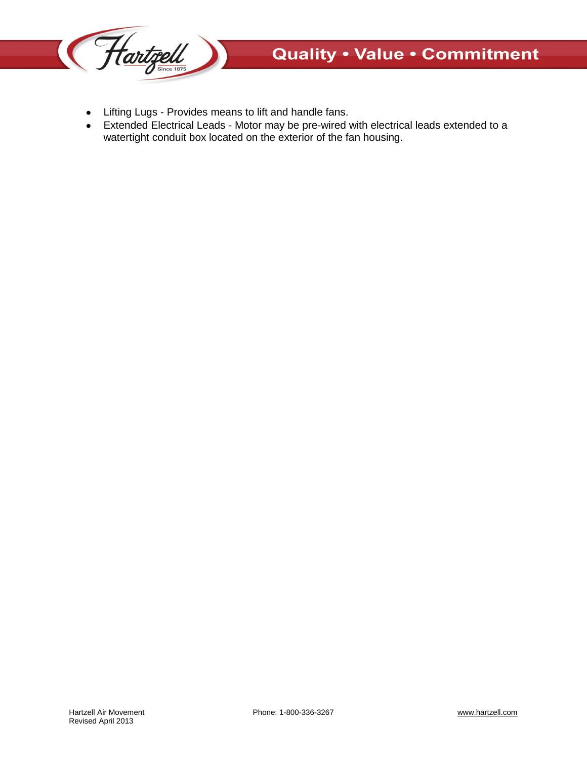- Lifting Lugs - Provides means to lift and handle fans.
- Extended Electrical Leads - Motor may be pre-wired with electrical leads extended to a watertight conduit box located on the exterior of the fan housing.